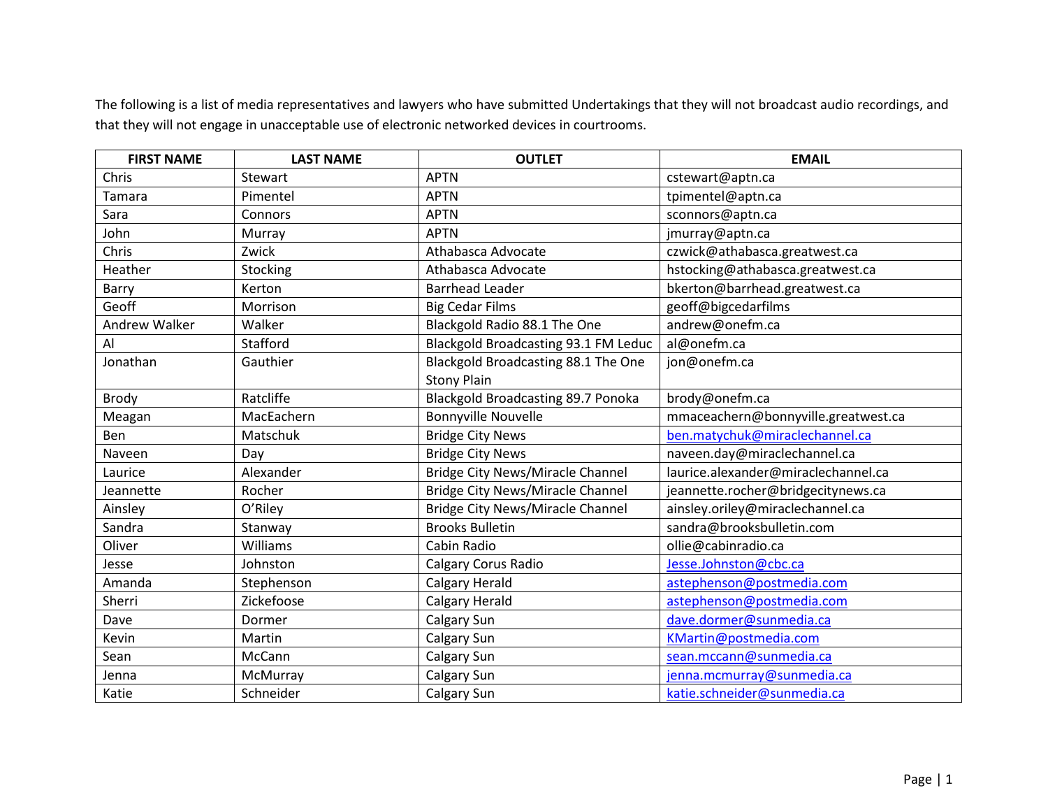The following is a list of media representatives and lawyers who have submitted Undertakings that they will not broadcast audio recordings, and that they will not engage in unacceptable use of electronic networked devices in courtrooms.

| FIRST NAME | LAST NAME | OUTLET | EMAIL |
|---|---|---|---|
| Chris | Stewart | APTN | cstewart@aptn.ca |
| Tamara | Pimentel | APTN | tpimentel@aptn.ca |
| Sara | Connors | APTN | sconnors@aptn.ca |
| John | Murray | APTN | jmurray@aptn.ca |
| Chris | Zwick | Athabasca Advocate | czwick@athabasca.greatwest.ca |
| Heather | Stocking | Athabasca Advocate | hstocking@athabasca.greatwest.ca |
| Barry | Kerton | Barrhead Leader | bkerton@barrhead.greatwest.ca |
| Geoff | Morrison | Big Cedar Films | geoff@bigcedarfilms |
| Andrew Walker | Walker | Blackgold Radio 88.1 The One | andrew@onefm.ca |
| Al | Stafford | Blackgold Broadcasting 93.1 FM Leduc | al@onefm.ca |
| Jonathan | Gauthier | Blackgold Broadcasting 88.1 The One Stony Plain | jon@onefm.ca |
| Brody | Ratcliffe | Blackgold Broadcasting 89.7 Ponoka | brody@onefm.ca |
| Meagan | MacEachern | Bonnyville Nouvelle | mmaceachern@bonnyville.greatwest.ca |
| Ben | Matschuk | Bridge City News | ben.matychuk@miraclechannel.ca |
| Naveen | Day | Bridge City News | naveen.day@miraclechannel.ca |
| Laurice | Alexander | Bridge City News/Miracle Channel | laurice.alexander@miraclechannel.ca |
| Jeannette | Rocher | Bridge City News/Miracle Channel | jeannette.rocher@bridgecitynews.ca |
| Ainsley | O'Riley | Bridge City News/Miracle Channel | ainsley.oriley@miraclechannel.ca |
| Sandra | Stanway | Brooks Bulletin | sandra@brooksbulletin.com |
| Oliver | Williams | Cabin Radio | ollie@cabinradio.ca |
| Jesse | Johnston | Calgary Corus Radio | Jesse.Johnston@cbc.ca |
| Amanda | Stephenson | Calgary Herald | astephenson@postmedia.com |
| Sherri | Zickefoose | Calgary Herald | astephenson@postmedia.com |
| Dave | Dormer | Calgary Sun | dave.dormer@sunmedia.ca |
| Kevin | Martin | Calgary Sun | KMartin@postmedia.com |
| Sean | McCann | Calgary Sun | sean.mccann@sunmedia.ca |
| Jenna | McMurray | Calgary Sun | jenna.mcmurray@sunmedia.ca |
| Katie | Schneider | Calgary Sun | katie.schneider@sunmedia.ca |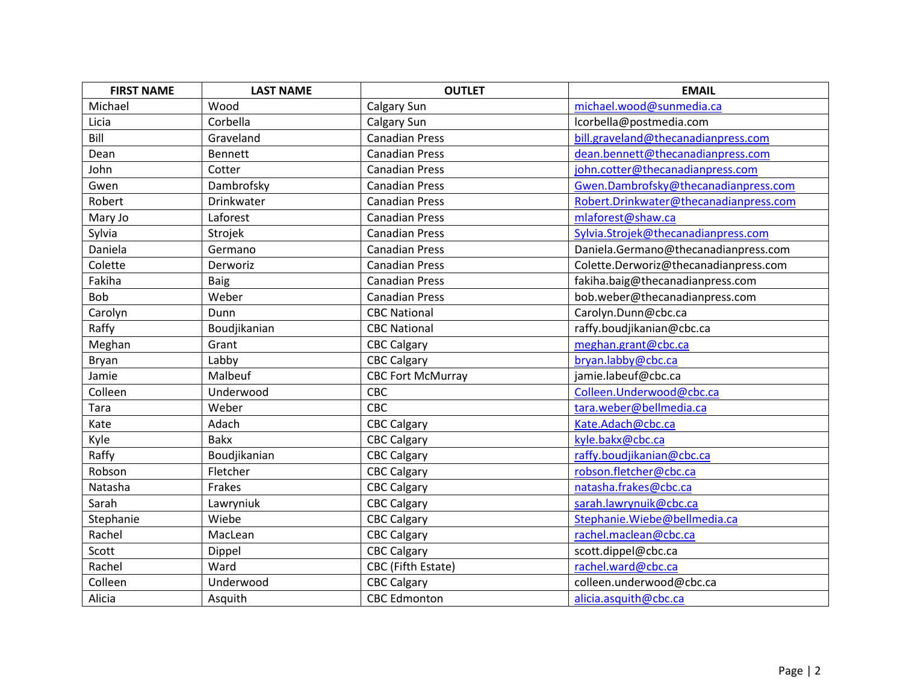| FIRST NAME | LAST NAME | OUTLET | EMAIL |
|---|---|---|---|
| Michael | Wood | Calgary Sun | michael.wood@sunmedia.ca |
| Licia | Corbella | Calgary Sun | lcorbella@postmedia.com |
| Bill | Graveland | Canadian Press | bill.graveland@thecanadianpress.com |
| Dean | Bennett | Canadian Press | dean.bennett@thecanadianpress.com |
| John | Cotter | Canadian Press | john.cotter@thecanadianpress.com |
| Gwen | Dambrofsky | Canadian Press | Gwen.Dambrofsky@thecanadianpress.com |
| Robert | Drinkwater | Canadian Press | Robert.Drinkwater@thecanadianpress.com |
| Mary Jo | Laforest | Canadian Press | mlaforest@shaw.ca |
| Sylvia | Strojek | Canadian Press | Sylvia.Strojek@thecanadianpress.com |
| Daniela | Germano | Canadian Press | Daniela.Germano@thecanadianpress.com |
| Colette | Derworiz | Canadian Press | Colette.Derworiz@thecanadianpress.com |
| Fakiha | Baig | Canadian Press | fakiha.baig@thecanadianpress.com |
| Bob | Weber | Canadian Press | bob.weber@thecanadianpress.com |
| Carolyn | Dunn | CBC National | Carolyn.Dunn@cbc.ca |
| Raffy | Boudjikanian | CBC National | raffy.boudjikanian@cbc.ca |
| Meghan | Grant | CBC Calgary | meghan.grant@cbc.ca |
| Bryan | Labby | CBC Calgary | bryan.labby@cbc.ca |
| Jamie | Malbeuf | CBC Fort McMurray | jamie.labeuf@cbc.ca |
| Colleen | Underwood | CBC | Colleen.Underwood@cbc.ca |
| Tara | Weber | CBC | tara.weber@bellmedia.ca |
| Kate | Adach | CBC Calgary | Kate.Adach@cbc.ca |
| Kyle | Bakx | CBC Calgary | kyle.bakx@cbc.ca |
| Raffy | Boudjikanian | CBC Calgary | raffy.boudjikanian@cbc.ca |
| Robson | Fletcher | CBC Calgary | robson.fletcher@cbc.ca |
| Natasha | Frakes | CBC Calgary | natasha.frakes@cbc.ca |
| Sarah | Lawryniuk | CBC Calgary | sarah.lawrynuik@cbc.ca |
| Stephanie | Wiebe | CBC Calgary | Stephanie.Wiebe@bellmedia.ca |
| Rachel | MacLean | CBC Calgary | rachel.maclean@cbc.ca |
| Scott | Dippel | CBC Calgary | scott.dippel@cbc.ca |
| Rachel | Ward | CBC (Fifth Estate) | rachel.ward@cbc.ca |
| Colleen | Underwood | CBC Calgary | colleen.underwood@cbc.ca |
| Alicia | Asquith | CBC Edmonton | alicia.asquith@cbc.ca |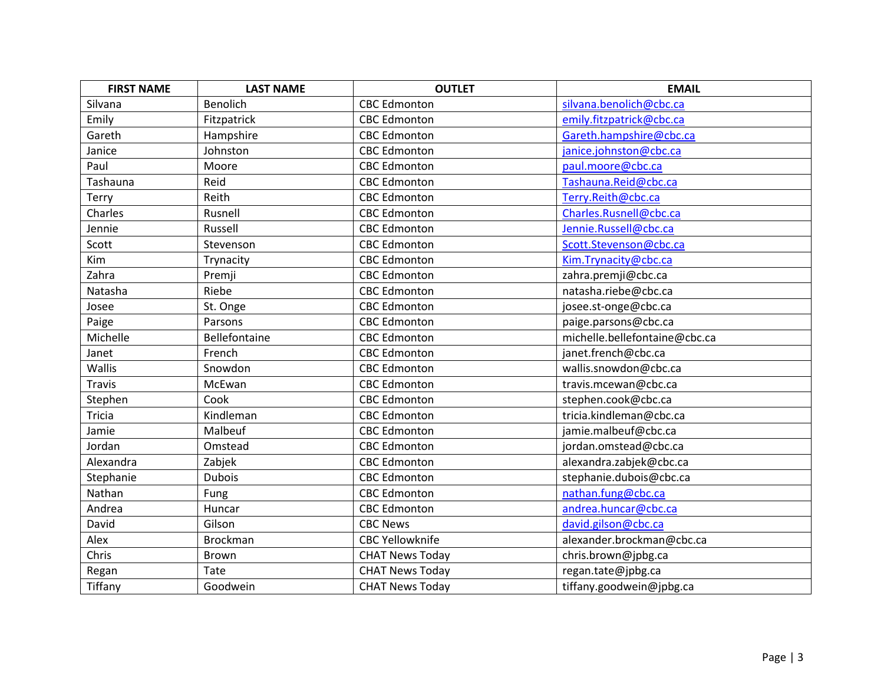| FIRST NAME | LAST NAME | OUTLET | EMAIL |
|---|---|---|---|
| Silvana | Benolich | CBC Edmonton | silvana.benolich@cbc.ca |
| Emily | Fitzpatrick | CBC Edmonton | emily.fitzpatrick@cbc.ca |
| Gareth | Hampshire | CBC Edmonton | Gareth.hampshire@cbc.ca |
| Janice | Johnston | CBC Edmonton | janice.johnston@cbc.ca |
| Paul | Moore | CBC Edmonton | paul.moore@cbc.ca |
| Tashauna | Reid | CBC Edmonton | Tashauna.Reid@cbc.ca |
| Terry | Reith | CBC Edmonton | Terry.Reith@cbc.ca |
| Charles | Rusnell | CBC Edmonton | Charles.Rusnell@cbc.ca |
| Jennie | Russell | CBC Edmonton | Jennie.Russell@cbc.ca |
| Scott | Stevenson | CBC Edmonton | Scott.Stevenson@cbc.ca |
| Kim | Trynacity | CBC Edmonton | Kim.Trynacity@cbc.ca |
| Zahra | Premji | CBC Edmonton | zahra.premji@cbc.ca |
| Natasha | Riebe | CBC Edmonton | natasha.riebe@cbc.ca |
| Josee | St. Onge | CBC Edmonton | josee.st-onge@cbc.ca |
| Paige | Parsons | CBC Edmonton | paige.parsons@cbc.ca |
| Michelle | Bellefontaine | CBC Edmonton | michelle.bellefontaine@cbc.ca |
| Janet | French | CBC Edmonton | janet.french@cbc.ca |
| Wallis | Snowdon | CBC Edmonton | wallis.snowdon@cbc.ca |
| Travis | McEwan | CBC Edmonton | travis.mcewan@cbc.ca |
| Stephen | Cook | CBC Edmonton | stephen.cook@cbc.ca |
| Tricia | Kindleman | CBC Edmonton | tricia.kindleman@cbc.ca |
| Jamie | Malbeuf | CBC Edmonton | jamie.malbeuf@cbc.ca |
| Jordan | Omstead | CBC Edmonton | jordan.omstead@cbc.ca |
| Alexandra | Zabjek | CBC Edmonton | alexandra.zabjek@cbc.ca |
| Stephanie | Dubois | CBC Edmonton | stephanie.dubois@cbc.ca |
| Nathan | Fung | CBC Edmonton | nathan.fung@cbc.ca |
| Andrea | Huncar | CBC Edmonton | andrea.huncar@cbc.ca |
| David | Gilson | CBC News | david.gilson@cbc.ca |
| Alex | Brockman | CBC Yellowknife | alexander.brockman@cbc.ca |
| Chris | Brown | CHAT News Today | chris.brown@jpbg.ca |
| Regan | Tate | CHAT News Today | regan.tate@jpbg.ca |
| Tiffany | Goodwein | CHAT News Today | tiffany.goodwein@jpbg.ca |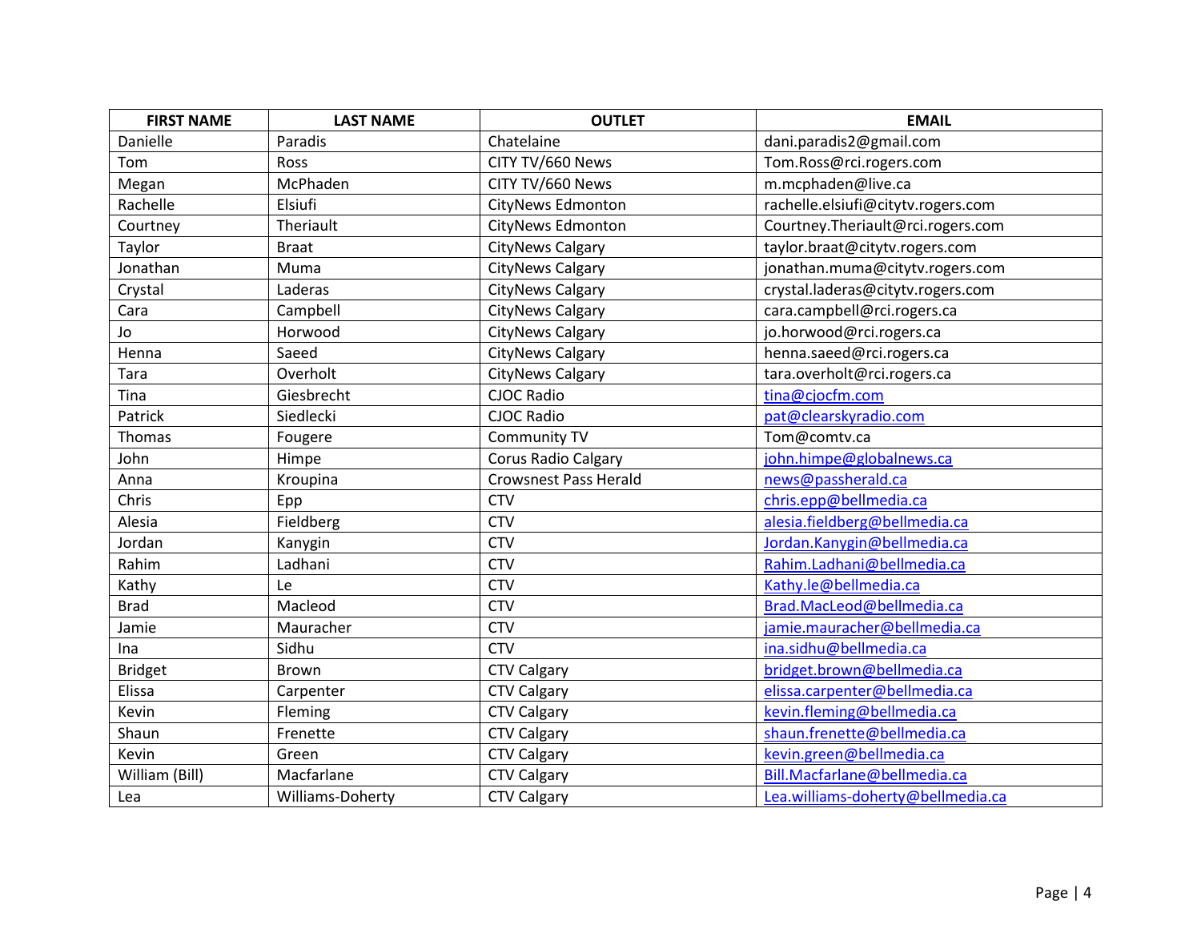| FIRST NAME | LAST NAME | OUTLET | EMAIL |
|---|---|---|---|
| Danielle | Paradis | Chatelaine | dani.paradis2@gmail.com |
| Tom | Ross | CITY TV/660 News | Tom.Ross@rci.rogers.com |
| Megan | McPhaden | CITY TV/660 News | m.mcphaden@live.ca |
| Rachelle | Elsiufi | CityNews Edmonton | rachelle.elsiufi@citytv.rogers.com |
| Courtney | Theriault | CityNews Edmonton | Courtney.Theriault@rci.rogers.com |
| Taylor | Braat | CityNews Calgary | taylor.braat@citytv.rogers.com |
| Jonathan | Muma | CityNews Calgary | jonathan.muma@citytv.rogers.com |
| Crystal | Laderas | CityNews Calgary | crystal.laderas@citytv.rogers.com |
| Cara | Campbell | CityNews Calgary | cara.campbell@rci.rogers.ca |
| Jo | Horwood | CityNews Calgary | jo.horwood@rci.rogers.ca |
| Henna | Saeed | CityNews Calgary | henna.saeed@rci.rogers.ca |
| Tara | Overholt | CityNews Calgary | tara.overholt@rci.rogers.ca |
| Tina | Giesbrecht | CJOC Radio | tina@cjocfm.com |
| Patrick | Siedlecki | CJOC Radio | pat@clearskyradio.com |
| Thomas | Fougere | Community TV | Tom@comtv.ca |
| John | Himpe | Corus Radio Calgary | john.himpe@globalnews.ca |
| Anna | Kroupina | Crowsnest Pass Herald | news@passherald.ca |
| Chris | Epp | CTV | chris.epp@bellmedia.ca |
| Alesia | Fieldberg | CTV | alesia.fieldberg@bellmedia.ca |
| Jordan | Kanygin | CTV | Jordan.Kanygin@bellmedia.ca |
| Rahim | Ladhani | CTV | Rahim.Ladhani@bellmedia.ca |
| Kathy | Le | CTV | Kathy.le@bellmedia.ca |
| Brad | Macleod | CTV | Brad.MacLeod@bellmedia.ca |
| Jamie | Mauracher | CTV | jamie.mauracher@bellmedia.ca |
| Ina | Sidhu | CTV | ina.sidhu@bellmedia.ca |
| Bridget | Brown | CTV Calgary | bridget.brown@bellmedia.ca |
| Elissa | Carpenter | CTV Calgary | elissa.carpenter@bellmedia.ca |
| Kevin | Fleming | CTV Calgary | kevin.fleming@bellmedia.ca |
| Shaun | Frenette | CTV Calgary | shaun.frenette@bellmedia.ca |
| Kevin | Green | CTV Calgary | kevin.green@bellmedia.ca |
| William (Bill) | Macfarlane | CTV Calgary | Bill.Macfarlane@bellmedia.ca |
| Lea | Williams-Doherty | CTV Calgary | Lea.williams-doherty@bellmedia.ca |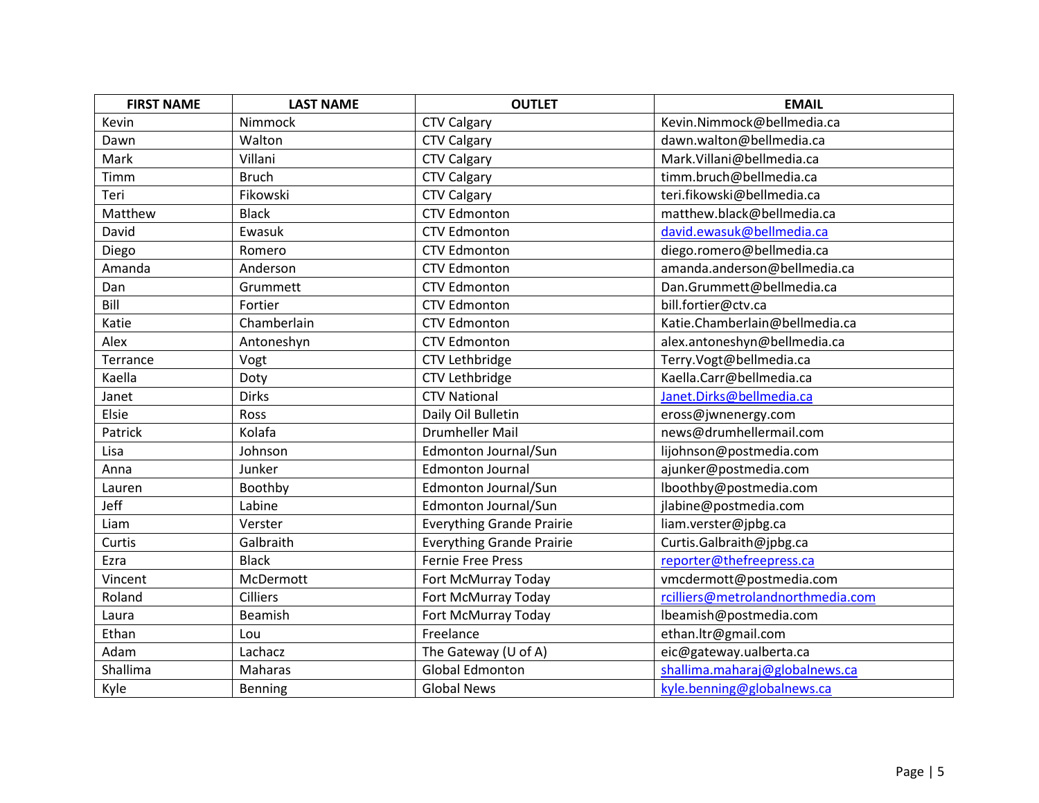| FIRST NAME | LAST NAME | OUTLET | EMAIL |
|---|---|---|---|
| Kevin | Nimmock | CTV Calgary | Kevin.Nimmock@bellmedia.ca |
| Dawn | Walton | CTV Calgary | dawn.walton@bellmedia.ca |
| Mark | Villani | CTV Calgary | Mark.Villani@bellmedia.ca |
| Timm | Bruch | CTV Calgary | timm.bruch@bellmedia.ca |
| Teri | Fikowski | CTV Calgary | teri.fikowski@bellmedia.ca |
| Matthew | Black | CTV Edmonton | matthew.black@bellmedia.ca |
| David | Ewasuk | CTV Edmonton | david.ewasuk@bellmedia.ca |
| Diego | Romero | CTV Edmonton | diego.romero@bellmedia.ca |
| Amanda | Anderson | CTV Edmonton | amanda.anderson@bellmedia.ca |
| Dan | Grummett | CTV Edmonton | Dan.Grummett@bellmedia.ca |
| Bill | Fortier | CTV Edmonton | bill.fortier@ctv.ca |
| Katie | Chamberlain | CTV Edmonton | Katie.Chamberlain@bellmedia.ca |
| Alex | Antoneshyn | CTV Edmonton | alex.antoneshyn@bellmedia.ca |
| Terrance | Vogt | CTV Lethbridge | Terry.Vogt@bellmedia.ca |
| Kaella | Doty | CTV Lethbridge | Kaella.Carr@bellmedia.ca |
| Janet | Dirks | CTV National | Janet.Dirks@bellmedia.ca |
| Elsie | Ross | Daily Oil Bulletin | eross@jwnenergy.com |
| Patrick | Kolafa | Drumheller Mail | news@drumhellermail.com |
| Lisa | Johnson | Edmonton Journal/Sun | lijohnson@postmedia.com |
| Anna | Junker | Edmonton Journal | ajunker@postmedia.com |
| Lauren | Boothby | Edmonton Journal/Sun | lboothby@postmedia.com |
| Jeff | Labine | Edmonton Journal/Sun | jlabine@postmedia.com |
| Liam | Verster | Everything Grande Prairie | liam.verster@jpbg.ca |
| Curtis | Galbraith | Everything Grande Prairie | Curtis.Galbraith@jpbg.ca |
| Ezra | Black | Fernie Free Press | reporter@thefreepress.ca |
| Vincent | McDermott | Fort McMurray Today | vmcdermott@postmedia.com |
| Roland | Cilliers | Fort McMurray Today | rcilliers@metrolandnorthmedia.com |
| Laura | Beamish | Fort McMurray Today | lbeamish@postmedia.com |
| Ethan | Lou | Freelance | ethan.ltr@gmail.com |
| Adam | Lachacz | The Gateway (U of A) | eic@gateway.ualberta.ca |
| Shallima | Maharas | Global Edmonton | shallima.maharaj@globalnews.ca |
| Kyle | Benning | Global News | kyle.benning@globalnews.ca |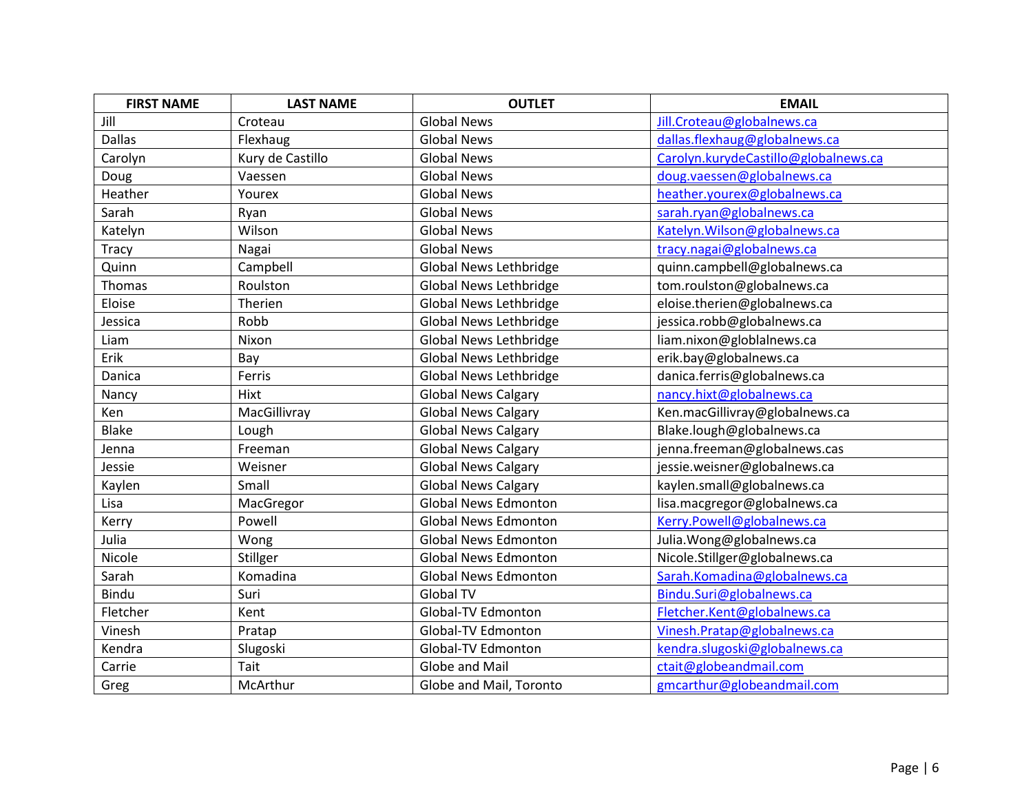| FIRST NAME | LAST NAME | OUTLET | EMAIL |
| --- | --- | --- | --- |
| Jill | Croteau | Global News | Jill.Croteau@globalnews.ca |
| Dallas | Flexhaug | Global News | dallas.flexhaug@globalnews.ca |
| Carolyn | Kury de Castillo | Global News | Carolyn.kurydeCastillo@globalnews.ca |
| Doug | Vaessen | Global News | doug.vaessen@globalnews.ca |
| Heather | Yourex | Global News | heather.yourex@globalnews.ca |
| Sarah | Ryan | Global News | sarah.ryan@globalnews.ca |
| Katelyn | Wilson | Global News | Katelyn.Wilson@globalnews.ca |
| Tracy | Nagai | Global News | tracy.nagai@globalnews.ca |
| Quinn | Campbell | Global News Lethbridge | quinn.campbell@globalnews.ca |
| Thomas | Roulston | Global News Lethbridge | tom.roulston@globalnews.ca |
| Eloise | Therien | Global News Lethbridge | eloise.therien@globalnews.ca |
| Jessica | Robb | Global News Lethbridge | jessica.robb@globalnews.ca |
| Liam | Nixon | Global News Lethbridge | liam.nixon@globlalnews.ca |
| Erik | Bay | Global News Lethbridge | erik.bay@globalnews.ca |
| Danica | Ferris | Global News Lethbridge | danica.ferris@globalnews.ca |
| Nancy | Hixt | Global News Calgary | nancy.hixt@globalnews.ca |
| Ken | MacGillivray | Global News Calgary | Ken.macGillivray@globalnews.ca |
| Blake | Lough | Global News Calgary | Blake.lough@globalnews.ca |
| Jenna | Freeman | Global News Calgary | jenna.freeman@globalnews.cas |
| Jessie | Weisner | Global News Calgary | jessie.weisner@globalnews.ca |
| Kaylen | Small | Global News Calgary | kaylen.small@globalnews.ca |
| Lisa | MacGregor | Global News Edmonton | lisa.macgregor@globalnews.ca |
| Kerry | Powell | Global News Edmonton | Kerry.Powell@globalnews.ca |
| Julia | Wong | Global News Edmonton | Julia.Wong@globalnews.ca |
| Nicole | Stillger | Global News Edmonton | Nicole.Stillger@globalnews.ca |
| Sarah | Komadina | Global News Edmonton | Sarah.Komadina@globalnews.ca |
| Bindu | Suri | Global TV | Bindu.Suri@globalnews.ca |
| Fletcher | Kent | Global-TV Edmonton | Fletcher.Kent@globalnews.ca |
| Vinesh | Pratap | Global-TV Edmonton | Vinesh.Pratap@globalnews.ca |
| Kendra | Slugoski | Global-TV Edmonton | kendra.slugoski@globalnews.ca |
| Carrie | Tait | Globe and Mail | ctait@globeandmail.com |
| Greg | McArthur | Globe and Mail, Toronto | gmcarthur@globeandmail.com |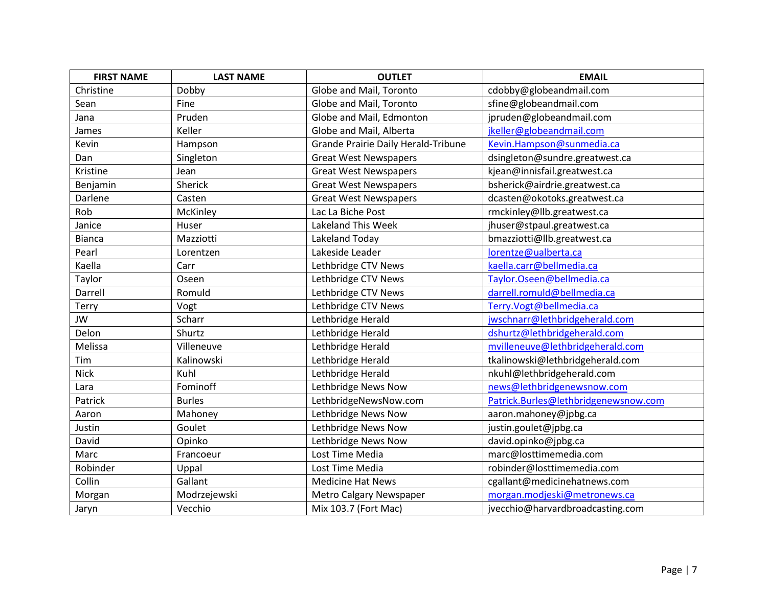| FIRST NAME | LAST NAME | OUTLET | EMAIL |
|---|---|---|---|
| Christine | Dobby | Globe and Mail, Toronto | cdobby@globeandmail.com |
| Sean | Fine | Globe and Mail, Toronto | sfine@globeandmail.com |
| Jana | Pruden | Globe and Mail, Edmonton | jpruden@globeandmail.com |
| James | Keller | Globe and Mail, Alberta | jkeller@globeandmail.com |
| Kevin | Hampson | Grande Prairie Daily Herald-Tribune | Kevin.Hampson@sunmedia.ca |
| Dan | Singleton | Great West Newspapers | dsingleton@sundre.greatwest.ca |
| Kristine | Jean | Great West Newspapers | kjean@innisfail.greatwest.ca |
| Benjamin | Sherick | Great West Newspapers | bsherick@airdrie.greatwest.ca |
| Darlene | Casten | Great West Newspapers | dcasten@okotoks.greatwest.ca |
| Rob | McKinley | Lac La Biche Post | rmckinley@llb.greatwest.ca |
| Janice | Huser | Lakeland This Week | jhuser@stpaul.greatwest.ca |
| Bianca | Mazziotti | Lakeland Today | bmazziotti@llb.greatwest.ca |
| Pearl | Lorentzen | Lakeside Leader | lorentze@ualberta.ca |
| Kaella | Carr | Lethbridge CTV News | kaella.carr@bellmedia.ca |
| Taylor | Oseen | Lethbridge CTV News | Taylor.Oseen@bellmedia.ca |
| Darrell | Romuld | Lethbridge CTV News | darrell.romuld@bellmedia.ca |
| Terry | Vogt | Lethbridge CTV News | Terry.Vogt@bellmedia.ca |
| JW | Scharr | Lethbridge Herald | jwschnarr@lethbridgeherald.com |
| Delon | Shurtz | Lethbridge Herald | dshurtz@lethbridgeherald.com |
| Melissa | Villeneuve | Lethbridge Herald | mvilleneuve@lethbridgeherald.com |
| Tim | Kalinowski | Lethbridge Herald | tkalinowski@lethbridgeherald.com |
| Nick | Kuhl | Lethbridge Herald | nkuhl@lethbridgeherald.com |
| Lara | Fominoff | Lethbridge News Now | news@lethbridgenewsnow.com |
| Patrick | Burles | LethbridgeNewsNow.com | Patrick.Burles@lethbridgenewsnow.com |
| Aaron | Mahoney | Lethbridge News Now | aaron.mahoney@jpbg.ca |
| Justin | Goulet | Lethbridge News Now | justin.goulet@jpbg.ca |
| David | Opinko | Lethbridge News Now | david.opinko@jpbg.ca |
| Marc | Francoeur | Lost Time Media | marc@losttimemedia.com |
| Robinder | Uppal | Lost Time Media | robinder@losttimemedia.com |
| Collin | Gallant | Medicine Hat News | cgallant@medicinehatnews.com |
| Morgan | Modrzejewski | Metro Calgary Newspaper | morgan.modjeski@metronews.ca |
| Jaryn | Vecchio | Mix 103.7 (Fort Mac) | jvecchio@harvardbroadcasting.com |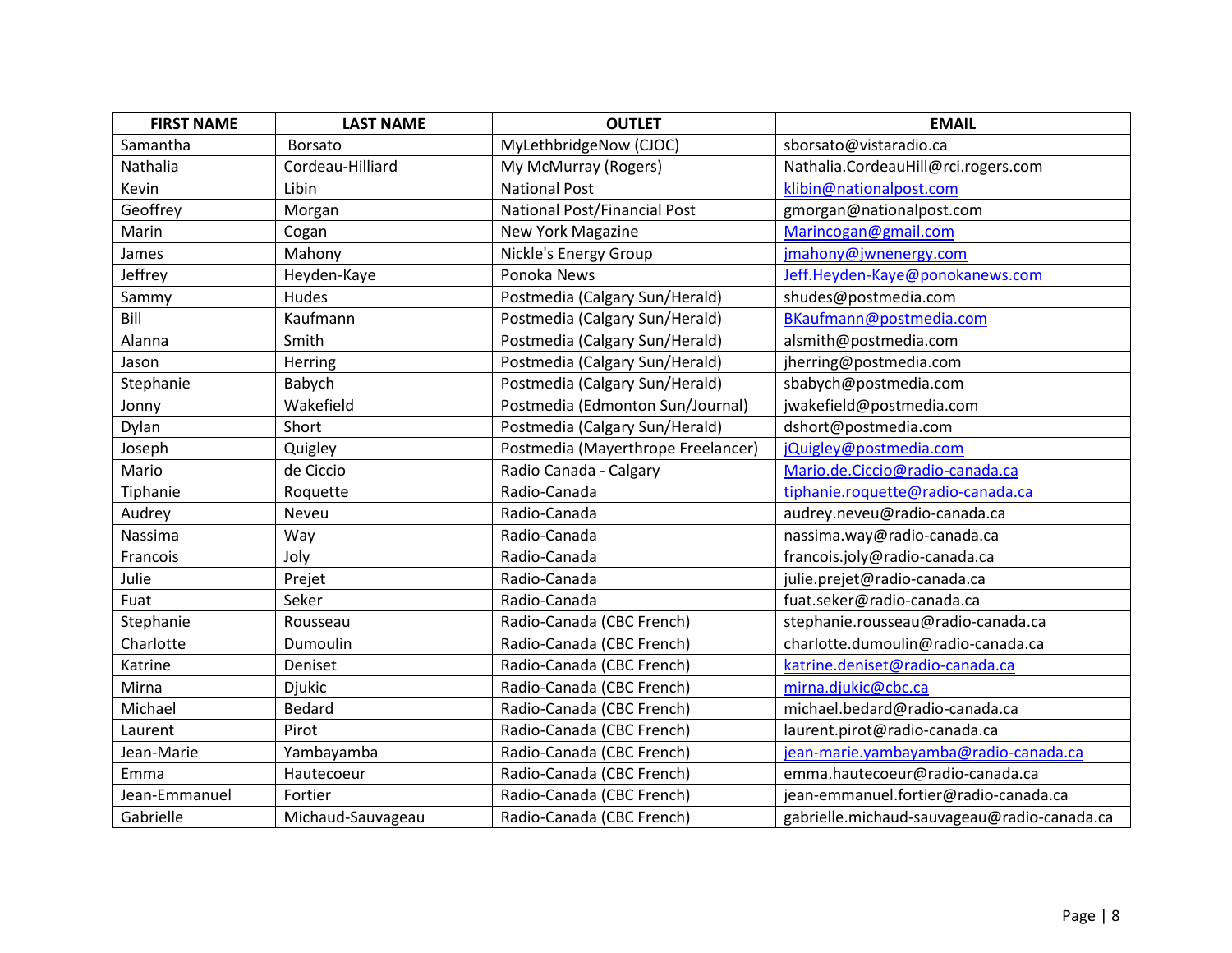| FIRST NAME | LAST NAME | OUTLET | EMAIL |
|---|---|---|---|
| Samantha | Borsato | MyLethbridgeNow (CJOC) | sborsato@vistaradio.ca |
| Nathalia | Cordeau-Hilliard | My McMurray (Rogers) | Nathalia.CordeauHill@rci.rogers.com |
| Kevin | Libin | National Post | klibin@nationalpost.com |
| Geoffrey | Morgan | National Post/Financial Post | gmorgan@nationalpost.com |
| Marin | Cogan | New York Magazine | Marincogan@gmail.com |
| James | Mahony | Nickle's Energy Group | jmahony@jwnenergy.com |
| Jeffrey | Heyden-Kaye | Ponoka News | Jeff.Heyden-Kaye@ponokanews.com |
| Sammy | Hudes | Postmedia (Calgary Sun/Herald) | shudes@postmedia.com |
| Bill | Kaufmann | Postmedia (Calgary Sun/Herald) | BKaufmann@postmedia.com |
| Alanna | Smith | Postmedia (Calgary Sun/Herald) | alsmith@postmedia.com |
| Jason | Herring | Postmedia (Calgary Sun/Herald) | jherring@postmedia.com |
| Stephanie | Babych | Postmedia (Calgary Sun/Herald) | sbabych@postmedia.com |
| Jonny | Wakefield | Postmedia (Edmonton Sun/Journal) | jwakefield@postmedia.com |
| Dylan | Short | Postmedia (Calgary Sun/Herald) | dshort@postmedia.com |
| Joseph | Quigley | Postmedia (Mayerthrope Freelancer) | jQuigley@postmedia.com |
| Mario | de Ciccio | Radio Canada - Calgary | Mario.de.Ciccio@radio-canada.ca |
| Tiphanie | Roquette | Radio-Canada | tiphanie.roquette@radio-canada.ca |
| Audrey | Neveu | Radio-Canada | audrey.neveu@radio-canada.ca |
| Nassima | Way | Radio-Canada | nassima.way@radio-canada.ca |
| Francois | Joly | Radio-Canada | francois.joly@radio-canada.ca |
| Julie | Prejet | Radio-Canada | julie.prejet@radio-canada.ca |
| Fuat | Seker | Radio-Canada | fuat.seker@radio-canada.ca |
| Stephanie | Rousseau | Radio-Canada (CBC French) | stephanie.rousseau@radio-canada.ca |
| Charlotte | Dumoulin | Radio-Canada (CBC French) | charlotte.dumoulin@radio-canada.ca |
| Katrine | Deniset | Radio-Canada (CBC French) | katrine.deniset@radio-canada.ca |
| Mirna | Djukic | Radio-Canada (CBC French) | mirna.djukic@cbc.ca |
| Michael | Bedard | Radio-Canada (CBC French) | michael.bedard@radio-canada.ca |
| Laurent | Pirot | Radio-Canada (CBC French) | laurent.pirot@radio-canada.ca |
| Jean-Marie | Yambayamba | Radio-Canada (CBC French) | jean-marie.yambayamba@radio-canada.ca |
| Emma | Hautecoeur | Radio-Canada (CBC French) | emma.hautecoeur@radio-canada.ca |
| Jean-Emmanuel | Fortier | Radio-Canada (CBC French) | jean-emmanuel.fortier@radio-canada.ca |
| Gabrielle | Michaud-Sauvageau | Radio-Canada (CBC French) | gabrielle.michaud-sauvageau@radio-canada.ca |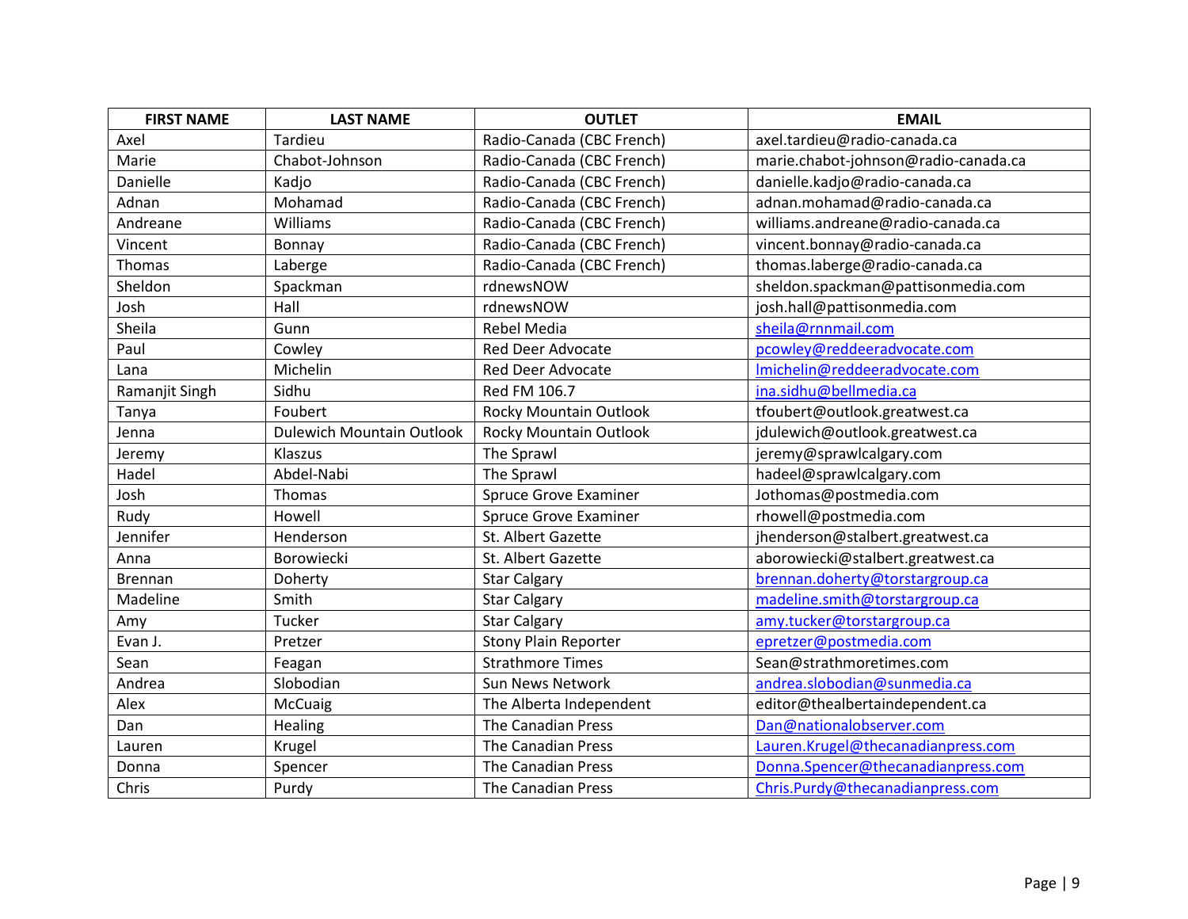| FIRST NAME | LAST NAME | OUTLET | EMAIL |
|---|---|---|---|
| Axel | Tardieu | Radio-Canada (CBC French) | axel.tardieu@radio-canada.ca |
| Marie | Chabot-Johnson | Radio-Canada (CBC French) | marie.chabot-johnson@radio-canada.ca |
| Danielle | Kadjo | Radio-Canada (CBC French) | danielle.kadjo@radio-canada.ca |
| Adnan | Mohamad | Radio-Canada (CBC French) | adnan.mohamad@radio-canada.ca |
| Andreane | Williams | Radio-Canada (CBC French) | williams.andreane@radio-canada.ca |
| Vincent | Bonnay | Radio-Canada (CBC French) | vincent.bonnay@radio-canada.ca |
| Thomas | Laberge | Radio-Canada (CBC French) | thomas.laberge@radio-canada.ca |
| Sheldon | Spackman | rdnewsNOW | sheldon.spackman@pattisonmedia.com |
| Josh | Hall | rdnewsNOW | josh.hall@pattisonmedia.com |
| Sheila | Gunn | Rebel Media | sheila@rnnmail.com |
| Paul | Cowley | Red Deer Advocate | pcowley@reddeeradvocate.com |
| Lana | Michelin | Red Deer Advocate | lmichelin@reddeeradvocate.com |
| Ramanjit Singh | Sidhu | Red FM 106.7 | ina.sidhu@bellmedia.ca |
| Tanya | Foubert | Rocky Mountain Outlook | tfoubert@outlook.greatwest.ca |
| Jenna | Dulewich Mountain Outlook | Rocky Mountain Outlook | jdulewich@outlook.greatwest.ca |
| Jeremy | Klaszus | The Sprawl | jeremy@sprawlcalgary.com |
| Hadel | Abdel-Nabi | The Sprawl | hadeel@sprawlcalgary.com |
| Josh | Thomas | Spruce Grove Examiner | Jothomas@postmedia.com |
| Rudy | Howell | Spruce Grove Examiner | rhowell@postmedia.com |
| Jennifer | Henderson | St. Albert Gazette | jhenderson@stalbert.greatwest.ca |
| Anna | Borowiecki | St. Albert Gazette | aborowiecki@stalbert.greatwest.ca |
| Brennan | Doherty | Star Calgary | brennan.doherty@torstargroup.ca |
| Madeline | Smith | Star Calgary | madeline.smith@torstargroup.ca |
| Amy | Tucker | Star Calgary | amy.tucker@torstargroup.ca |
| Evan J. | Pretzer | Stony Plain Reporter | epretzer@postmedia.com |
| Sean | Feagan | Strathmore Times | Sean@strathmoretimes.com |
| Andrea | Slobodian | Sun News Network | andrea.slobodian@sunmedia.ca |
| Alex | McCuaig | The Alberta Independent | editor@thealbertaindependent.ca |
| Dan | Healing | The Canadian Press | Dan@nationalobserver.com |
| Lauren | Krugel | The Canadian Press | Lauren.Krugel@thecanadianpress.com |
| Donna | Spencer | The Canadian Press | Donna.Spencer@thecanadianpress.com |
| Chris | Purdy | The Canadian Press | Chris.Purdy@thecanadianpress.com |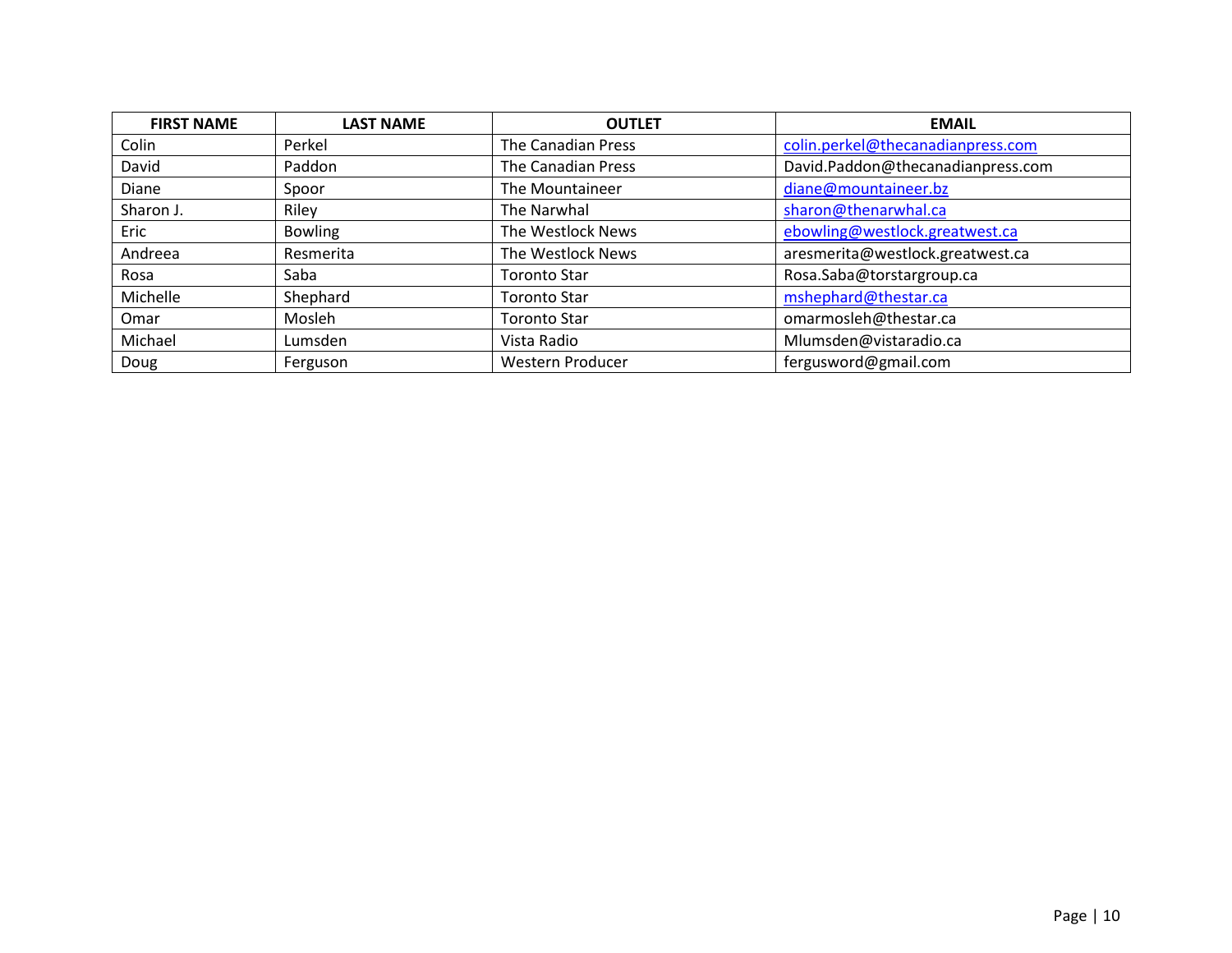| FIRST NAME | LAST NAME | OUTLET | EMAIL |
| --- | --- | --- | --- |
| Colin | Perkel | The Canadian Press | colin.perkel@thecanadianpress.com |
| David | Paddon | The Canadian Press | David.Paddon@thecanadianpress.com |
| Diane | Spoor | The Mountaineer | diane@mountaineer.bz |
| Sharon J. | Riley | The Narwhal | sharon@thenarwhal.ca |
| Eric | Bowling | The Westlock News | ebowling@westlock.greatwest.ca |
| Andreea | Resmerita | The Westlock News | aresmerita@westlock.greatwest.ca |
| Rosa | Saba | Toronto Star | Rosa.Saba@torstargroup.ca |
| Michelle | Shephard | Toronto Star | mshephard@thestar.ca |
| Omar | Mosleh | Toronto Star | omarmosleh@thestar.ca |
| Michael | Lumsden | Vista Radio | Mlumsden@vistaradio.ca |
| Doug | Ferguson | Western Producer | fergusword@gmail.com |